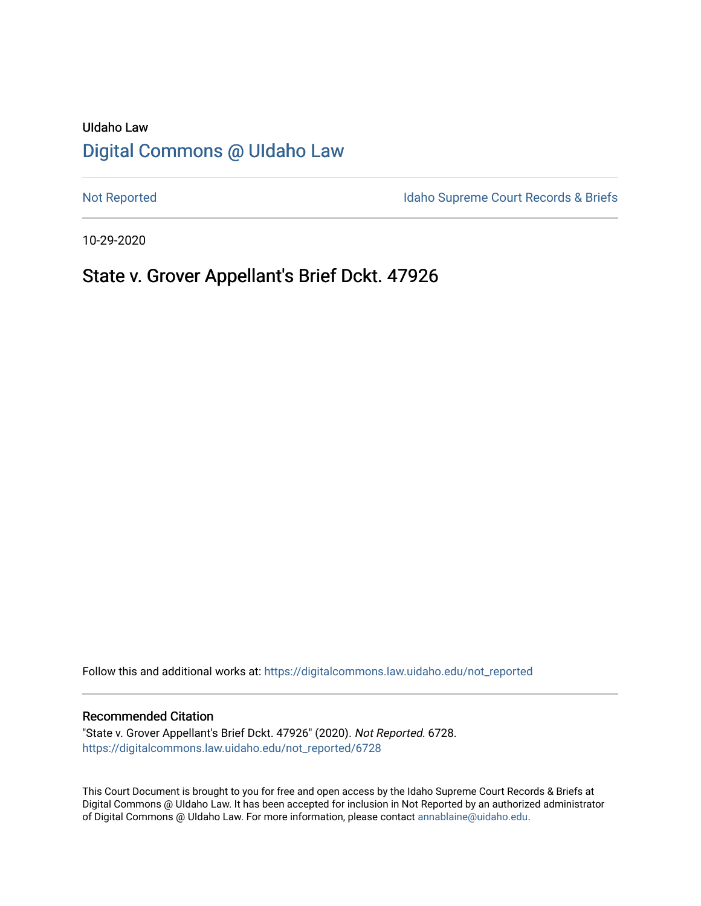UIdaho Law

# Digital Commons @ UIdaho Law

Not Reported | Idaho Supreme Court Records & Briefs

10-29-2020

## State v. Grover Appellant's Brief Dckt. 47926

Follow this and additional works at: https://digitalcommons.law.uidaho.edu/not_reported

### Recommended Citation

"State v. Grover Appellant's Brief Dckt. 47926" (2020). *Not Reported*. 6728.
https://digitalcommons.law.uidaho.edu/not_reported/6728

This Court Document is brought to you for free and open access by the Idaho Supreme Court Records & Briefs at Digital Commons @ UIdaho Law. It has been accepted for inclusion in Not Reported by an authorized administrator of Digital Commons @ UIdaho Law. For more information, please contact annablaine@uidaho.edu.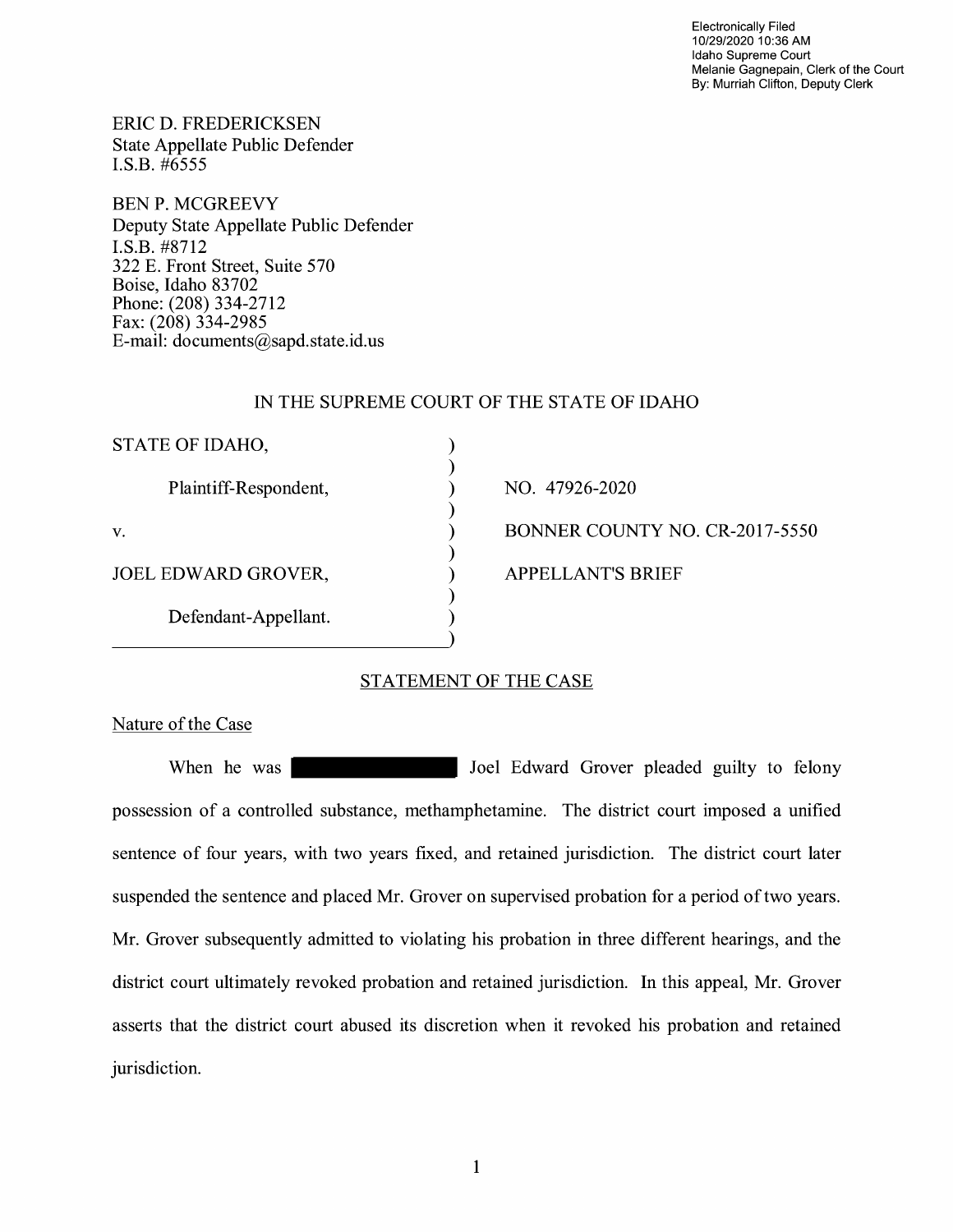Electronically Filed
10/29/2020 10:36 AM
Idaho Supreme Court
Melanie Gagnepain, Clerk of the Court
By: Murriah Clifton, Deputy Clerk

ERIC D. FREDERICKSEN
State Appellate Public Defender
I.S.B. #6555

BEN P. MCGREEVY
Deputy State Appellate Public Defender
I.S.B. #8712
322 E. Front Street, Suite 570
Boise, Idaho 83702
Phone: (208) 334-2712
Fax: (208) 334-2985
E-mail: documents@sapd.state.id.us

IN THE SUPREME COURT OF THE STATE OF IDAHO

| | | |
|---|---|---|
| STATE OF IDAHO, | ) | |
| Plaintiff-Respondent, | ) | NO. 47926-2020 |
| v. | ) | BONNER COUNTY NO. CR-2017-5550 |
| JOEL EDWARD GROVER, | ) | APPELLANT'S BRIEF |
| Defendant-Appellant. | ) | |

## STATEMENT OF THE CASE

### Nature of the Case

When he was [redacted] Joel Edward Grover pleaded guilty to felony possession of a controlled substance, methamphetamine. The district court imposed a unified sentence of four years, with two years fixed, and retained jurisdiction. The district court later suspended the sentence and placed Mr. Grover on supervised probation for a period of two years. Mr. Grover subsequently admitted to violating his probation in three different hearings, and the district court ultimately revoked probation and retained jurisdiction. In this appeal, Mr. Grover asserts that the district court abused its discretion when it revoked his probation and retained jurisdiction.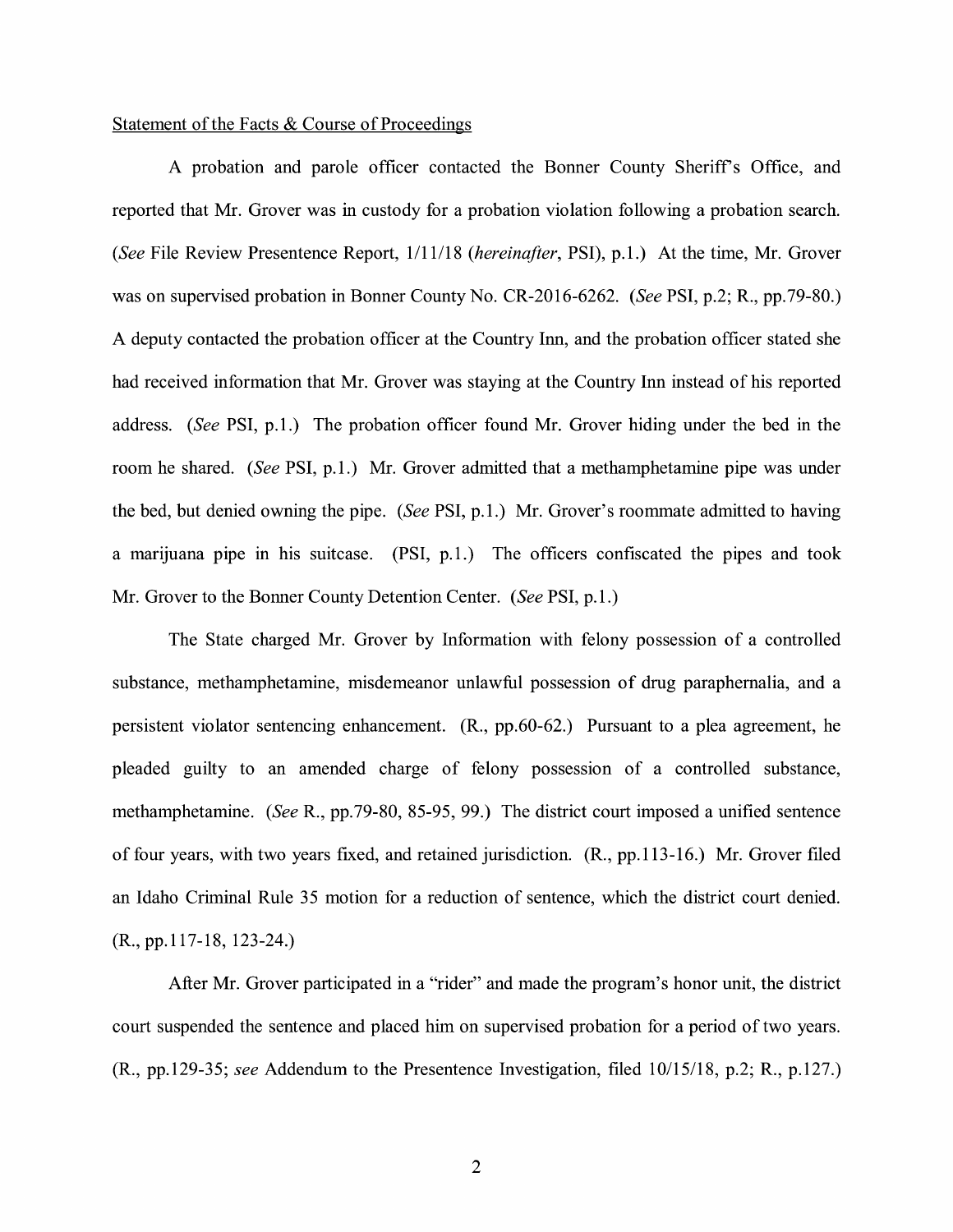Statement of the Facts & Course of Proceedings

A probation and parole officer contacted the Bonner County Sheriff's Office, and reported that Mr. Grover was in custody for a probation violation following a probation search. (*See* File Review Presentence Report, 1/11/18 (*hereinafter*, PSI), p.1.) At the time, Mr. Grover was on supervised probation in Bonner County No. CR-2016-6262. (*See* PSI, p.2; R., pp.79-80.) A deputy contacted the probation officer at the Country Inn, and the probation officer stated she had received information that Mr. Grover was staying at the Country Inn instead of his reported address. (*See* PSI, p.1.) The probation officer found Mr. Grover hiding under the bed in the room he shared. (*See* PSI, p.1.) Mr. Grover admitted that a methamphetamine pipe was under the bed, but denied owning the pipe. (*See* PSI, p.1.) Mr. Grover's roommate admitted to having a marijuana pipe in his suitcase. (PSI, p.1.) The officers confiscated the pipes and took Mr. Grover to the Bonner County Detention Center. (*See* PSI, p.1.)

The State charged Mr. Grover by Information with felony possession of a controlled substance, methamphetamine, misdemeanor unlawful possession of drug paraphernalia, and a persistent violator sentencing enhancement. (R., pp.60-62.) Pursuant to a plea agreement, he pleaded guilty to an amended charge of felony possession of a controlled substance, methamphetamine. (*See* R., pp.79-80, 85-95, 99.) The district court imposed a unified sentence of four years, with two years fixed, and retained jurisdiction. (R., pp.113-16.) Mr. Grover filed an Idaho Criminal Rule 35 motion for a reduction of sentence, which the district court denied. (R., pp.117-18, 123-24.)

After Mr. Grover participated in a "rider" and made the program's honor unit, the district court suspended the sentence and placed him on supervised probation for a period of two years. (R., pp.129-35; *see* Addendum to the Presentence Investigation, filed 10/15/18, p.2; R., p.127.)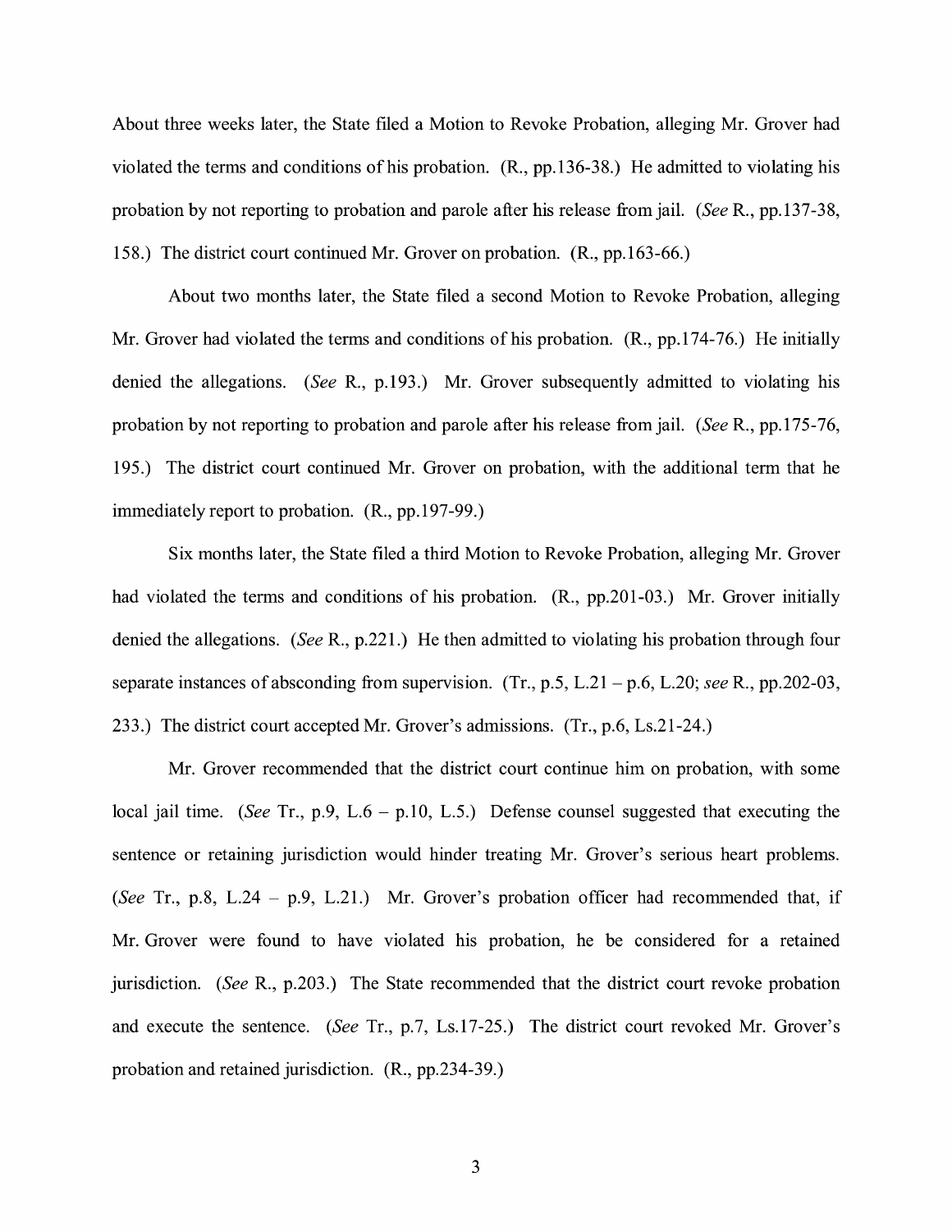About three weeks later, the State filed a Motion to Revoke Probation, alleging Mr. Grover had violated the terms and conditions of his probation. (R., pp.136-38.) He admitted to violating his probation by not reporting to probation and parole after his release from jail. (*See* R., pp.137-38, 158.) The district court continued Mr. Grover on probation. (R., pp.163-66.)

About two months later, the State filed a second Motion to Revoke Probation, alleging Mr. Grover had violated the terms and conditions of his probation. (R., pp.174-76.) He initially denied the allegations. (*See* R., p.193.) Mr. Grover subsequently admitted to violating his probation by not reporting to probation and parole after his release from jail. (*See* R., pp.175-76, 195.) The district court continued Mr. Grover on probation, with the additional term that he immediately report to probation. (R., pp.197-99.)

Six months later, the State filed a third Motion to Revoke Probation, alleging Mr. Grover had violated the terms and conditions of his probation. (R., pp.201-03.) Mr. Grover initially denied the allegations. (*See* R., p.221.) He then admitted to violating his probation through four separate instances of absconding from supervision. (Tr., p.5, L.21 – p.6, L.20; *see* R., pp.202-03, 233.) The district court accepted Mr. Grover's admissions. (Tr., p.6, Ls.21-24.)

Mr. Grover recommended that the district court continue him on probation, with some local jail time. (*See* Tr., p.9, L.6 – p.10, L.5.) Defense counsel suggested that executing the sentence or retaining jurisdiction would hinder treating Mr. Grover's serious heart problems. (*See* Tr., p.8, L.24 – p.9, L.21.) Mr. Grover's probation officer had recommended that, if Mr. Grover were found to have violated his probation, he be considered for a retained jurisdiction. (*See* R., p.203.) The State recommended that the district court revoke probation and execute the sentence. (*See* Tr., p.7, Ls.17-25.) The district court revoked Mr. Grover's probation and retained jurisdiction. (R., pp.234-39.)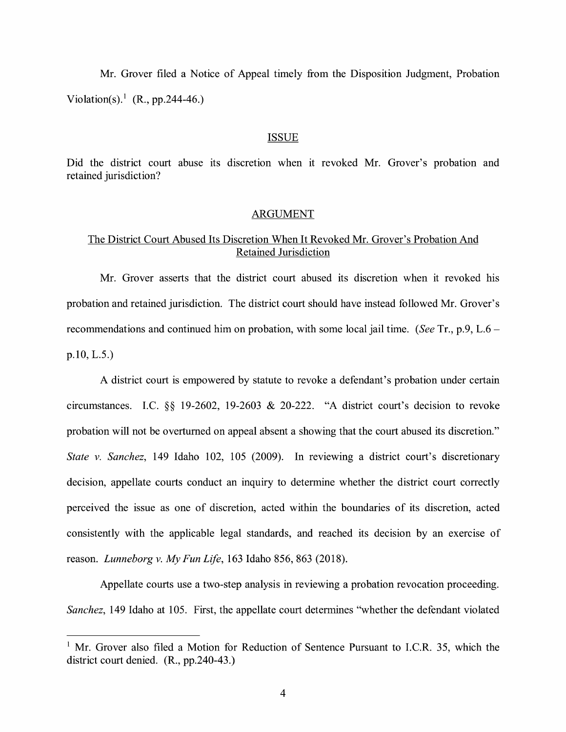Mr. Grover filed a Notice of Appeal timely from the Disposition Judgment, Probation Violation(s).[1] (R., pp.244-46.)

## ISSUE

Did the district court abuse its discretion when it revoked Mr. Grover's probation and retained jurisdiction?

## ARGUMENT

### The District Court Abused Its Discretion When It Revoked Mr. Grover's Probation And Retained Jurisdiction

Mr. Grover asserts that the district court abused its discretion when it revoked his probation and retained jurisdiction. The district court should have instead followed Mr. Grover's recommendations and continued him on probation, with some local jail time. (*See* Tr., p.9, L.6 – p.10, L.5.)

A district court is empowered by statute to revoke a defendant's probation under certain circumstances. I.C. §§ 19-2602, 19-2603 & 20-222. "A district court's decision to revoke probation will not be overturned on appeal absent a showing that the court abused its discretion." *State v. Sanchez*, 149 Idaho 102, 105 (2009). In reviewing a district court's discretionary decision, appellate courts conduct an inquiry to determine whether the district court correctly perceived the issue as one of discretion, acted within the boundaries of its discretion, acted consistently with the applicable legal standards, and reached its decision by an exercise of reason. *Lunneborg v. My Fun Life*, 163 Idaho 856, 863 (2018).

Appellate courts use a two-step analysis in reviewing a probation revocation proceeding. *Sanchez*, 149 Idaho at 105. First, the appellate court determines "whether the defendant violated

[1] Mr. Grover also filed a Motion for Reduction of Sentence Pursuant to I.C.R. 35, which the district court denied. (R., pp.240-43.)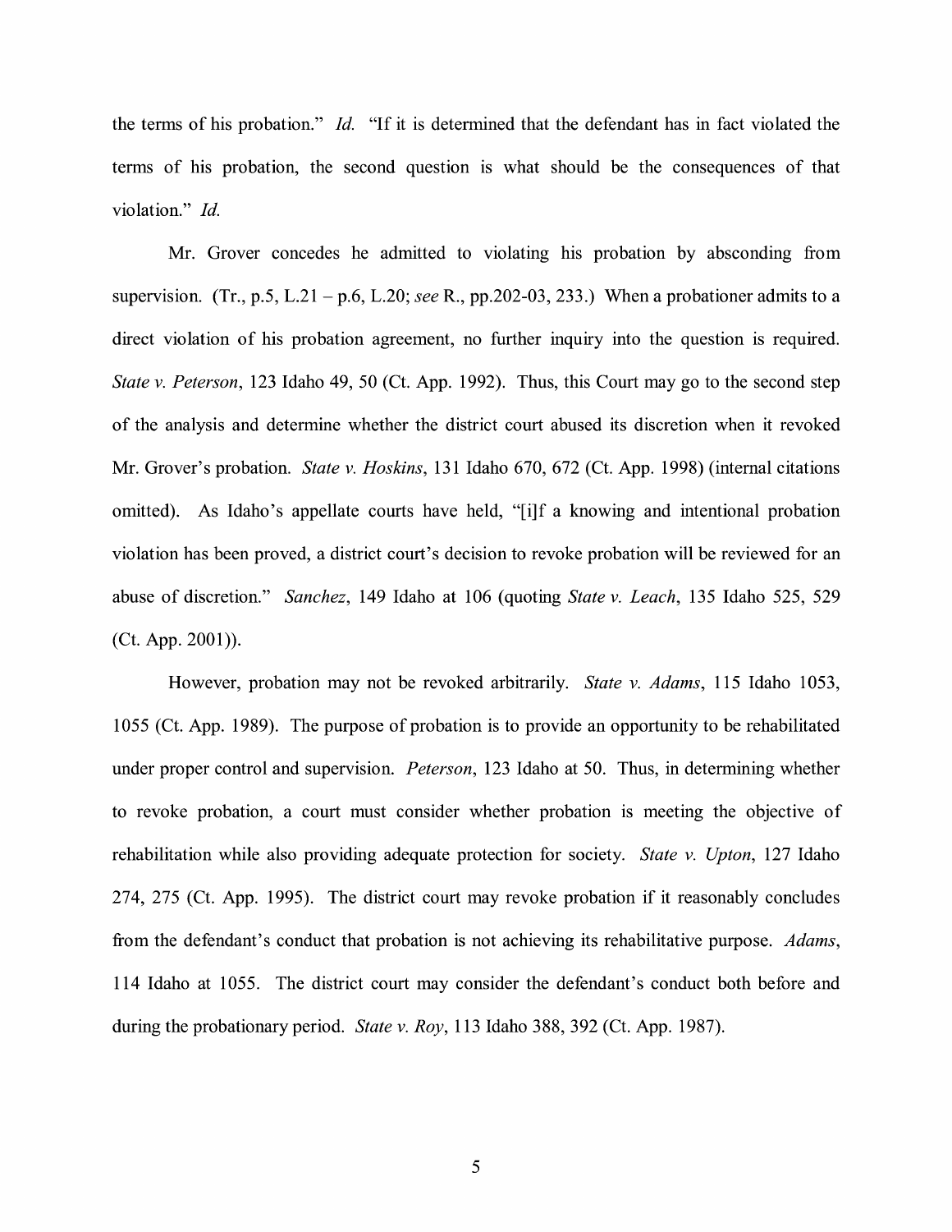the terms of his probation." *Id.* "If it is determined that the defendant has in fact violated the terms of his probation, the second question is what should be the consequences of that violation." *Id.*

Mr. Grover concedes he admitted to violating his probation by absconding from supervision. (Tr., p.5, L.21 – p.6, L.20; *see* R., pp.202-03, 233.) When a probationer admits to a direct violation of his probation agreement, no further inquiry into the question is required. *State v. Peterson*, 123 Idaho 49, 50 (Ct. App. 1992). Thus, this Court may go to the second step of the analysis and determine whether the district court abused its discretion when it revoked Mr. Grover's probation. *State v. Hoskins*, 131 Idaho 670, 672 (Ct. App. 1998) (internal citations omitted). As Idaho's appellate courts have held, "[i]f a knowing and intentional probation violation has been proved, a district court's decision to revoke probation will be reviewed for an abuse of discretion." *Sanchez*, 149 Idaho at 106 (quoting *State v. Leach*, 135 Idaho 525, 529 (Ct. App. 2001)).

However, probation may not be revoked arbitrarily. *State v. Adams*, 115 Idaho 1053, 1055 (Ct. App. 1989). The purpose of probation is to provide an opportunity to be rehabilitated under proper control and supervision. *Peterson*, 123 Idaho at 50. Thus, in determining whether to revoke probation, a court must consider whether probation is meeting the objective of rehabilitation while also providing adequate protection for society. *State v. Upton*, 127 Idaho 274, 275 (Ct. App. 1995). The district court may revoke probation if it reasonably concludes from the defendant's conduct that probation is not achieving its rehabilitative purpose. *Adams*, 114 Idaho at 1055. The district court may consider the defendant's conduct both before and during the probationary period. *State v. Roy*, 113 Idaho 388, 392 (Ct. App. 1987).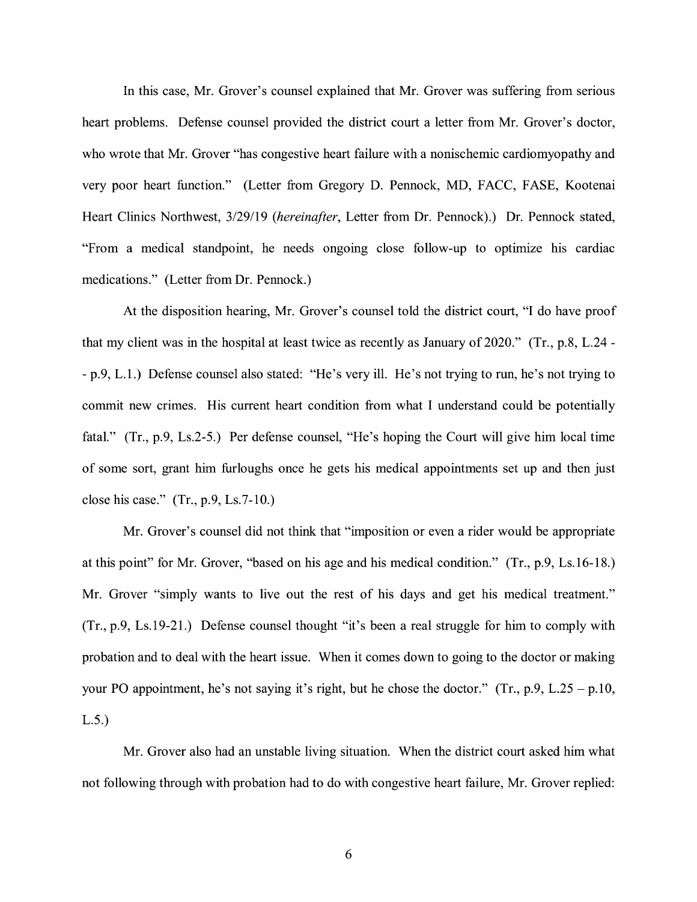In this case, Mr. Grover's counsel explained that Mr. Grover was suffering from serious heart problems. Defense counsel provided the district court a letter from Mr. Grover's doctor, who wrote that Mr. Grover "has congestive heart failure with a nonischemic cardiomyopathy and very poor heart function." (Letter from Gregory D. Pennock, MD, FACC, FASE, Kootenai Heart Clinics Northwest, 3/29/19 (*hereinafter*, Letter from Dr. Pennock).) Dr. Pennock stated, "From a medical standpoint, he needs ongoing close follow-up to optimize his cardiac medications." (Letter from Dr. Pennock.)

At the disposition hearing, Mr. Grover's counsel told the district court, "I do have proof that my client was in the hospital at least twice as recently as January of 2020." (Tr., p.8, L.24 - - p.9, L.1.) Defense counsel also stated: "He's very ill. He's not trying to run, he's not trying to commit new crimes. His current heart condition from what I understand could be potentially fatal." (Tr., p.9, Ls.2-5.) Per defense counsel, "He's hoping the Court will give him local time of some sort, grant him furloughs once he gets his medical appointments set up and then just close his case." (Tr., p.9, Ls.7-10.)

Mr. Grover's counsel did not think that "imposition or even a rider would be appropriate at this point" for Mr. Grover, "based on his age and his medical condition." (Tr., p.9, Ls.16-18.) Mr. Grover "simply wants to live out the rest of his days and get his medical treatment." (Tr., p.9, Ls.19-21.) Defense counsel thought "it's been a real struggle for him to comply with probation and to deal with the heart issue. When it comes down to going to the doctor or making your PO appointment, he's not saying it's right, but he chose the doctor." (Tr., p.9, L.25 – p.10, L.5.)

Mr. Grover also had an unstable living situation. When the district court asked him what not following through with probation had to do with congestive heart failure, Mr. Grover replied: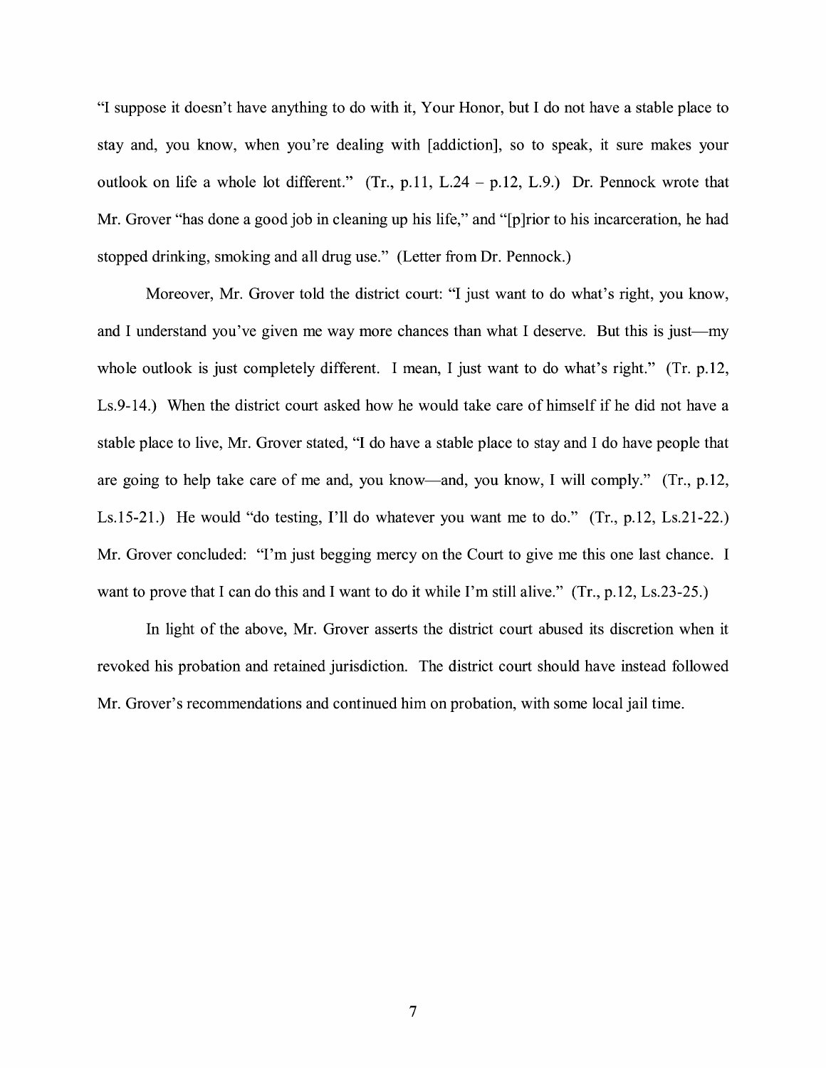"I suppose it doesn't have anything to do with it, Your Honor, but I do not have a stable place to stay and, you know, when you're dealing with [addiction], so to speak, it sure makes your outlook on life a whole lot different." (Tr., p.11, L.24 – p.12, L.9.) Dr. Pennock wrote that Mr. Grover "has done a good job in cleaning up his life," and "[p]rior to his incarceration, he had stopped drinking, smoking and all drug use." (Letter from Dr. Pennock.)

Moreover, Mr. Grover told the district court: "I just want to do what's right, you know, and I understand you've given me way more chances than what I deserve. But this is just—my whole outlook is just completely different. I mean, I just want to do what's right." (Tr. p.12, Ls.9-14.) When the district court asked how he would take care of himself if he did not have a stable place to live, Mr. Grover stated, "I do have a stable place to stay and I do have people that are going to help take care of me and, you know—and, you know, I will comply." (Tr., p.12, Ls.15-21.) He would "do testing, I'll do whatever you want me to do." (Tr., p.12, Ls.21-22.) Mr. Grover concluded: "I'm just begging mercy on the Court to give me this one last chance. I want to prove that I can do this and I want to do it while I'm still alive." (Tr., p.12, Ls.23-25.)

In light of the above, Mr. Grover asserts the district court abused its discretion when it revoked his probation and retained jurisdiction. The district court should have instead followed Mr. Grover's recommendations and continued him on probation, with some local jail time.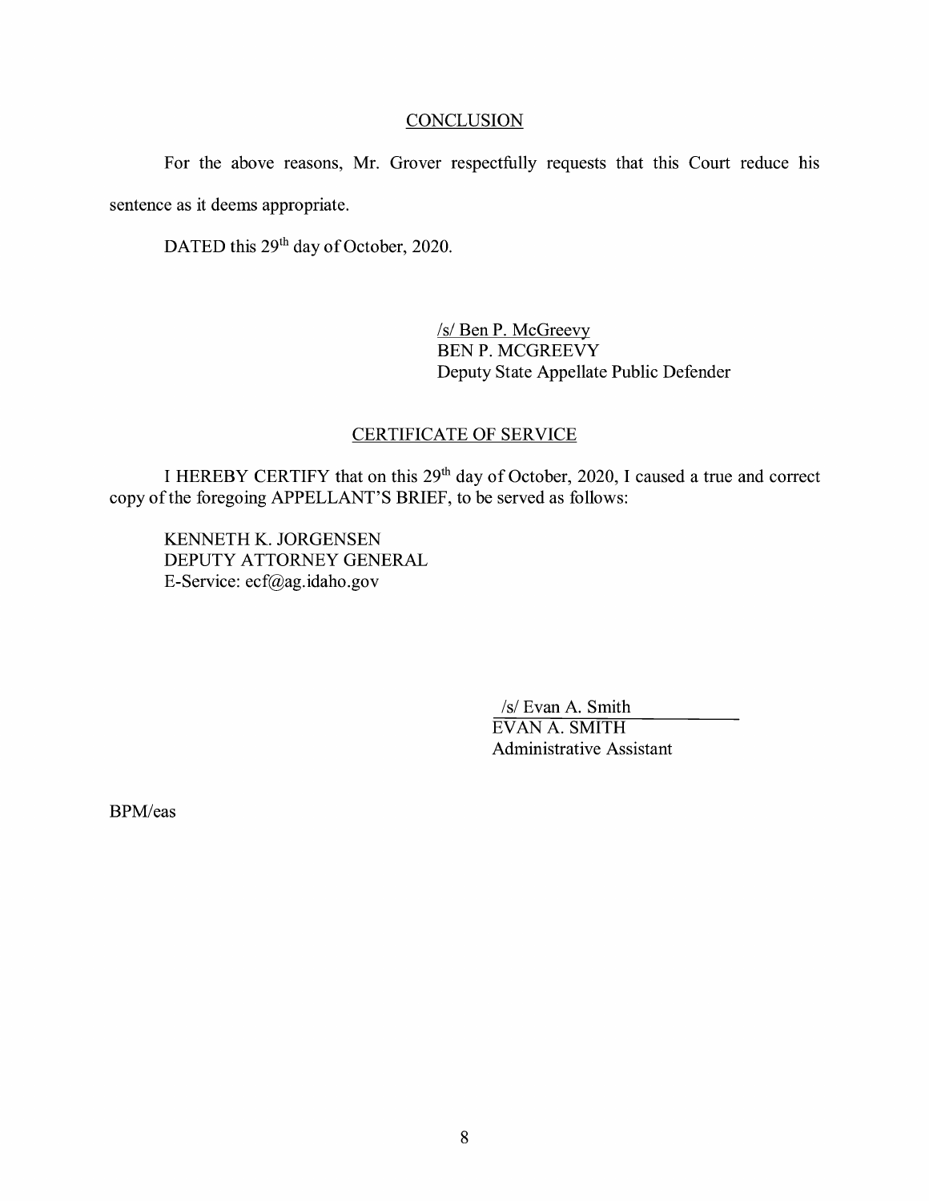## CONCLUSION

For the above reasons, Mr. Grover respectfully requests that this Court reduce his sentence as it deems appropriate.

DATED this 29th day of October, 2020.

/s/ Ben P. McGreevy
BEN P. MCGREEVY
Deputy State Appellate Public Defender

## CERTIFICATE OF SERVICE

I HEREBY CERTIFY that on this 29th day of October, 2020, I caused a true and correct copy of the foregoing APPELLANT'S BRIEF, to be served as follows:

KENNETH K. JORGENSEN
DEPUTY ATTORNEY GENERAL
E-Service: ecf@ag.idaho.gov

/s/ Evan A. Smith
EVAN A. SMITH
Administrative Assistant

BPM/eas